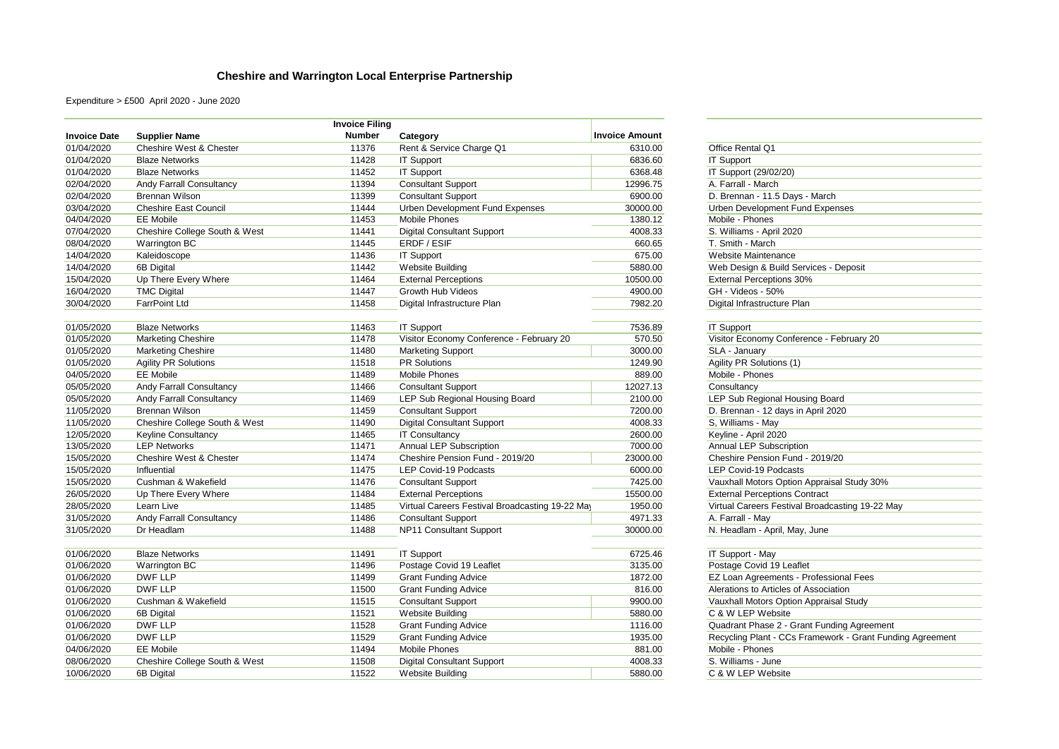# Cheshire and Warrington Local Enterprise Partnership

Expenditure > £500 April 2020 - June 2020

| Invoice Date | Supplier Name | Invoice Filing Number | Category | Invoice Amount | |
|---|---|---|---|---|---|
| 01/04/2020 | Cheshire West & Chester | 11376 | Rent & Service Charge Q1 | 6310.00 | Office Rental Q1 |
| 01/04/2020 | Blaze Networks | 11428 | IT Support | 6836.60 | IT Support |
| 01/04/2020 | Blaze Networks | 11452 | IT Support | 6368.48 | IT Support (29/02/20) |
| 02/04/2020 | Andy Farrall Consultancy | 11394 | Consultant Support | 12996.75 | A. Farrall - March |
| 02/04/2020 | Brennan Wilson | 11399 | Consultant Support | 6900.00 | D. Brennan - 11.5 Days - March |
| 03/04/2020 | Cheshire East Council | 11444 | Urben Development Fund Expenses | 30000.00 | Urben Development Fund Expenses |
| 04/04/2020 | EE Mobile | 11453 | Mobile Phones | 1380.12 | Mobile - Phones |
| 07/04/2020 | Cheshire College South & West | 11441 | Digital Consultant Support | 4008.33 | S. Williams - April 2020 |
| 08/04/2020 | Warrington BC | 11445 | ERDF / ESIF | 660.65 | T. Smith - March |
| 14/04/2020 | Kaleidoscope | 11436 | IT Support | 675.00 | Website Maintenance |
| 14/04/2020 | 6B Digital | 11442 | Website Building | 5880.00 | Web Design & Build Services - Deposit |
| 15/04/2020 | Up There Every Where | 11464 | External Perceptions | 10500.00 | External Perceptions 30% |
| 16/04/2020 | TMC Digital | 11447 | Growth Hub Videos | 4900.00 | GH - Videos - 50% |
| 30/04/2020 | FarrPoint Ltd | 11458 | Digital Infrastructure Plan | 7982.20 | Digital Infrastructure Plan |
| | | | | | |
| 01/05/2020 | Blaze Networks | 11463 | IT Support | 7536.89 | IT Support |
| 01/05/2020 | Marketing Cheshire | 11478 | Visitor Economy Conference - February 20 | 570.50 | Visitor Economy Conference - February 20 |
| 01/05/2020 | Marketing Cheshire | 11480 | Marketing Support | 3000.00 | SLA - January |
| 01/05/2020 | Agility PR Solutions | 11518 | PR Solutions | 1249.90 | Agility PR Solutions (1) |
| 04/05/2020 | EE Mobile | 11489 | Mobile Phones | 889.00 | Mobile - Phones |
| 05/05/2020 | Andy Farrall Consultancy | 11466 | Consultant Support | 12027.13 | Consultancy |
| 05/05/2020 | Andy Farrall Consultancy | 11469 | LEP Sub Regional Housing Board | 2100.00 | LEP Sub Regional Housing Board |
| 11/05/2020 | Brennan Wilson | 11459 | Consultant Support | 7200.00 | D. Brennan - 12 days in April 2020 |
| 11/05/2020 | Cheshire College South & West | 11490 | Digital Consultant Support | 4008.33 | S, Williams - May |
| 12/05/2020 | Keyline Consultancy | 11465 | IT Consultancy | 2600.00 | Keyline - April 2020 |
| 13/05/2020 | LEP Networks | 11471 | Annual LEP Subscription | 7000.00 | Annual LEP Subscription |
| 15/05/2020 | Cheshire West & Chester | 11474 | Cheshire Pension Fund - 2019/20 | 23000.00 | Cheshire Pension Fund - 2019/20 |
| 15/05/2020 | Influential | 11475 | LEP Covid-19 Podcasts | 6000.00 | LEP Covid-19 Podcasts |
| 15/05/2020 | Cushman & Wakefield | 11476 | Consultant Support | 7425.00 | Vauxhall Motors Option Appraisal Study 30% |
| 26/05/2020 | Up There Every Where | 11484 | External Perceptions | 15500.00 | External Perceptions Contract |
| 28/05/2020 | Learn Live | 11485 | Virtual Careers Festival Broadcasting 19-22 May | 1950.00 | Virtual Careers Festival Broadcasting 19-22 May |
| 31/05/2020 | Andy Farrall Consultancy | 11486 | Consultant Support | 4971.33 | A. Farrall - May |
| 31/05/2020 | Dr Headlam | 11488 | NP11 Consultant Support | 30000.00 | N. Headlam - April, May, June |
| | | | | | |
| 01/06/2020 | Blaze Networks | 11491 | IT Support | 6725.46 | IT Support - May |
| 01/06/2020 | Warrington BC | 11496 | Postage Covid 19 Leaflet | 3135.00 | Postage Covid 19 Leaflet |
| 01/06/2020 | DWF LLP | 11499 | Grant Funding Advice | 1872.00 | EZ Loan Agreements - Professional Fees |
| 01/06/2020 | DWF LLP | 11500 | Grant Funding Advice | 816.00 | Alerations to Articles of Association |
| 01/06/2020 | Cushman & Wakefield | 11515 | Consultant Support | 9900.00 | Vauxhall Motors Option Appraisal Study |
| 01/06/2020 | 6B Digital | 11521 | Website Building | 5880.00 | C & W LEP Website |
| 01/06/2020 | DWF LLP | 11528 | Grant Funding Advice | 1116.00 | Quadrant Phase 2 - Grant Funding Agreement |
| 01/06/2020 | DWF LLP | 11529 | Grant Funding Advice | 1935.00 | Recycling Plant - CCs Framework - Grant Funding Agreement |
| 04/06/2020 | EE Mobile | 11494 | Mobile Phones | 881.00 | Mobile - Phones |
| 08/06/2020 | Cheshire College South & West | 11508 | Digital Consultant Support | 4008.33 | S. Williams - June |
| 10/06/2020 | 6B Digital | 11522 | Website Building | 5880.00 | C & W LEP Website |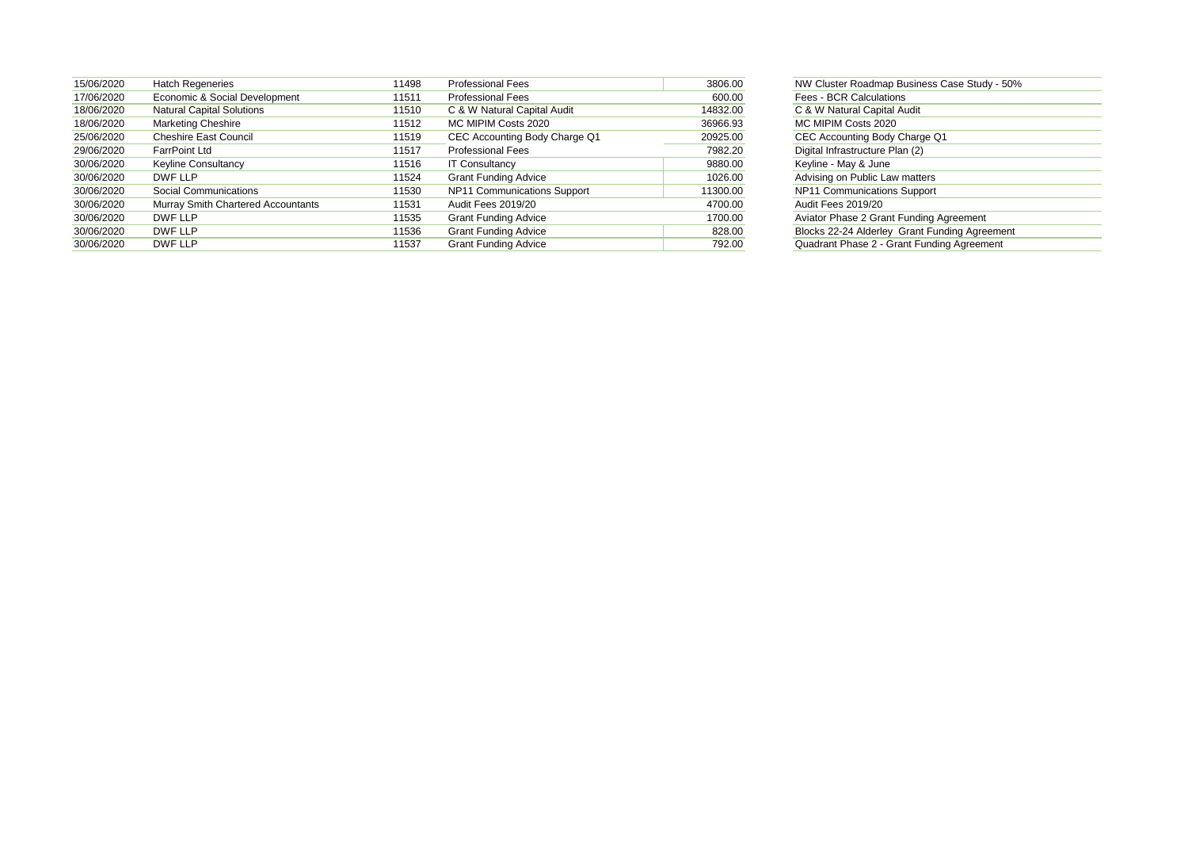| | | | | | |
|---|---|---|---|---|---|
| 15/06/2020 | Hatch Regeneries | 11498 | Professional Fees | 3806.00 | NW Cluster Roadmap Business Case Study - 50% |
| 17/06/2020 | Economic & Social Development | 11511 | Professional Fees | 600.00 | Fees - BCR Calculations |
| 18/06/2020 | Natural Capital Solutions | 11510 | C & W Natural Capital Audit | 14832.00 | C & W Natural Capital Audit |
| 18/06/2020 | Marketing Cheshire | 11512 | MC MIPIM Costs 2020 | 36966.93 | MC MIPIM Costs 2020 |
| 25/06/2020 | Cheshire East Council | 11519 | CEC Accounting Body Charge Q1 | 20925.00 | CEC Accounting Body Charge Q1 |
| 29/06/2020 | FarrPoint Ltd | 11517 | Professional Fees | 7982.20 | Digital Infrastructure Plan (2) |
| 30/06/2020 | Keyline Consultancy | 11516 | IT Consultancy | 9880.00 | Keyline - May & June |
| 30/06/2020 | DWF LLP | 11524 | Grant Funding Advice | 1026.00 | Advising on Public Law matters |
| 30/06/2020 | Social Communications | 11530 | NP11 Communications Support | 11300.00 | NP11 Communications Support |
| 30/06/2020 | Murray Smith Chartered Accountants | 11531 | Audit Fees 2019/20 | 4700.00 | Audit Fees 2019/20 |
| 30/06/2020 | DWF LLP | 11535 | Grant Funding Advice | 1700.00 | Aviator Phase 2 Grant Funding Agreement |
| 30/06/2020 | DWF LLP | 11536 | Grant Funding Advice | 828.00 | Blocks 22-24 Alderley Grant Funding Agreement |
| 30/06/2020 | DWF LLP | 11537 | Grant Funding Advice | 792.00 | Quadrant Phase 2 - Grant Funding Agreement |